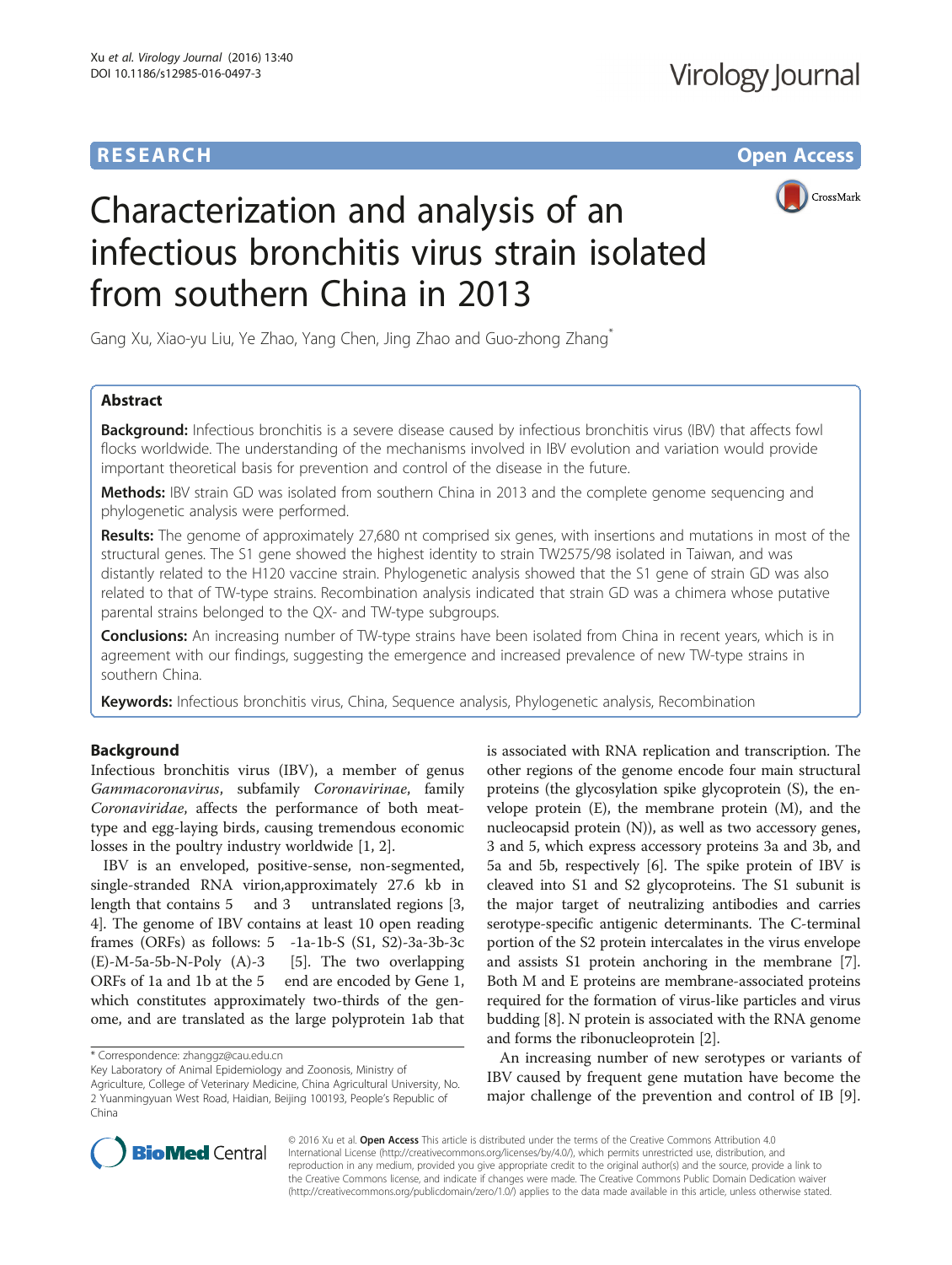# Characterization and analysis of an infectious bronchitis virus strain isolated from southern China in 2013

Gang Xu, Xiao-yu Liu, Ye Zhao, Yang Chen, Jing Zhao and Guo-zhong Zhang*

## Abstract

**Background:** Infectious bronchitis is a severe disease caused by infectious bronchitis virus (IBV) that affects fowl flocks worldwide. The understanding of the mechanisms involved in IBV evolution and variation would provide important theoretical basis for prevention and control of the disease in the future.

**Methods:** IBV strain GD was isolated from southern China in 2013 and the complete genome sequencing and phylogenetic analysis were performed.

**Results:** The genome of approximately 27,680 nt comprised six genes, with insertions and mutations in most of the structural genes. The S1 gene showed the highest identity to strain TW2575/98 isolated in Taiwan, and was distantly related to the H120 vaccine strain. Phylogenetic analysis showed that the S1 gene of strain GD was also related to that of TW-type strains. Recombination analysis indicated that strain GD was a chimera whose putative parental strains belonged to the QX- and TW-type subgroups.

**Conclusions:** An increasing number of TW-type strains have been isolated from China in recent years, which is in agreement with our findings, suggesting the emergence and increased prevalence of new TW-type strains in southern China.

**Keywords:** Infectious bronchitis virus, China, Sequence analysis, Phylogenetic analysis, Recombination

## Background

Infectious bronchitis virus (IBV), a member of genus *Gammacoronavirus*, subfamily *Coronavirinae*, family *Coronaviridae*, affects the performance of both meat-type and egg-laying birds, causing tremendous economic losses in the poultry industry worldwide [1, 2].

IBV is an enveloped, positive-sense, non-segmented, single-stranded RNA virion,approximately 27.6 kb in length that contains 5′ and 3′ untranslated regions [3, 4]. The genome of IBV contains at least 10 open reading frames (ORFs) as follows: 5′-1a-1b-S (S1, S2)-3a-3b-3c (E)-M-5a-5b-N-Poly (A)-3′ [5]. The two overlapping ORFs of 1a and 1b at the 5′ end are encoded by Gene 1, which constitutes approximately two-thirds of the genome, and are translated as the large polyprotein 1ab that is associated with RNA replication and transcription. The other regions of the genome encode four main structural proteins (the glycosylation spike glycoprotein (S), the envelope protein (E), the membrane protein (M), and the nucleocapsid protein (N)), as well as two accessory genes, 3 and 5, which express accessory proteins 3a and 3b, and 5a and 5b, respectively [6]. The spike protein of IBV is cleaved into S1 and S2 glycoproteins. The S1 subunit is the major target of neutralizing antibodies and carries serotype-specific antigenic determinants. The C-terminal portion of the S2 protein intercalates in the virus envelope and assists S1 protein anchoring in the membrane [7]. Both M and E proteins are membrane-associated proteins required for the formation of virus-like particles and virus budding [8]. N protein is associated with the RNA genome and forms the ribonucleoprotein [2].

An increasing number of new serotypes or variants of IBV caused by frequent gene mutation have become the major challenge of the prevention and control of IB [9].

\* Correspondence: zhanggz@cau.edu.cn
Key Laboratory of Animal Epidemiology and Zoonosis, Ministry of Agriculture, College of Veterinary Medicine, China Agricultural University, No. 2 Yuanmingyuan West Road, Haidian, Beijing 100193, People's Republic of China

© 2016 Xu et al. **Open Access** This article is distributed under the terms of the Creative Commons Attribution 4.0 International License (http://creativecommons.org/licenses/by/4.0/), which permits unrestricted use, distribution, and reproduction in any medium, provided you give appropriate credit to the original author(s) and the source, provide a link to the Creative Commons license, and indicate if changes were made. The Creative Commons Public Domain Dedication waiver (http://creativecommons.org/publicdomain/zero/1.0/) applies to the data made available in this article, unless otherwise stated.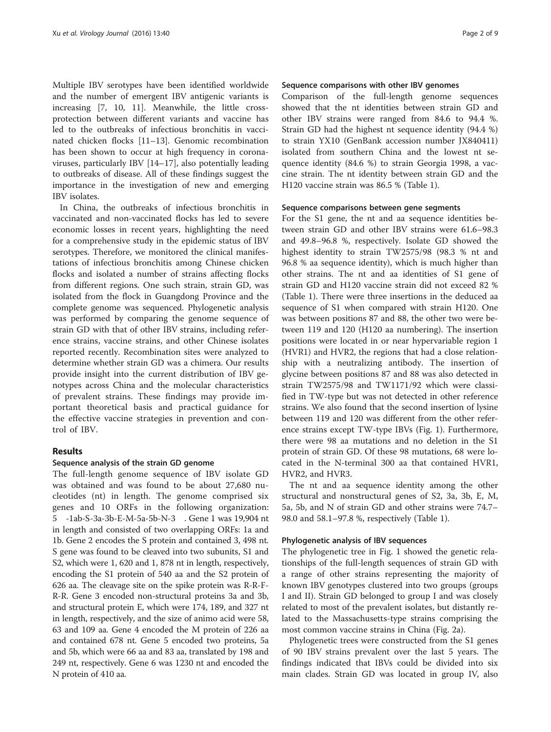Multiple IBV serotypes have been identified worldwide and the number of emergent IBV antigenic variants is increasing [7, 10, 11]. Meanwhile, the little cross-protection between different variants and vaccine has led to the outbreaks of infectious bronchitis in vaccinated chicken flocks [11–13]. Genomic recombination has been shown to occur at high frequency in coronaviruses, particularly IBV [14–17], also potentially leading to outbreaks of disease. All of these findings suggest the importance in the investigation of new and emerging IBV isolates.

In China, the outbreaks of infectious bronchitis in vaccinated and non-vaccinated flocks has led to severe economic losses in recent years, highlighting the need for a comprehensive study in the epidemic status of IBV serotypes. Therefore, we monitored the clinical manifestations of infectious bronchitis among Chinese chicken flocks and isolated a number of strains affecting flocks from different regions. One such strain, strain GD, was isolated from the flock in Guangdong Province and the complete genome was sequenced. Phylogenetic analysis was performed by comparing the genome sequence of strain GD with that of other IBV strains, including reference strains, vaccine strains, and other Chinese isolates reported recently. Recombination sites were analyzed to determine whether strain GD was a chimera. Our results provide insight into the current distribution of IBV genotypes across China and the molecular characteristics of prevalent strains. These findings may provide important theoretical basis and practical guidance for the effective vaccine strategies in prevention and control of IBV.

## Results

### Sequence analysis of the strain GD genome

The full-length genome sequence of IBV isolate GD was obtained and was found to be about 27,680 nucleotides (nt) in length. The genome comprised six genes and 10 ORFs in the following organization: 5′-1ab-S-3a-3b-E-M-5a-5b-N-3′. Gene 1 was 19,904 nt in length and consisted of two overlapping ORFs: 1a and 1b. Gene 2 encodes the S protein and contained 3, 498 nt. S gene was found to be cleaved into two subunits, S1 and S2, which were 1, 620 and 1, 878 nt in length, respectively, encoding the S1 protein of 540 aa and the S2 protein of 626 aa. The cleavage site on the spike protein was R-R-F-R-R. Gene 3 encoded non-structural proteins 3a and 3b, and structural protein E, which were 174, 189, and 327 nt in length, respectively, and the size of animo acid were 58, 63 and 109 aa. Gene 4 encoded the M protein of 226 aa and contained 678 nt. Gene 5 encoded two proteins, 5a and 5b, which were 66 aa and 83 aa, translated by 198 and 249 nt, respectively. Gene 6 was 1230 nt and encoded the N protein of 410 aa.

### Sequence comparisons with other IBV genomes

Comparison of the full-length genome sequences showed that the nt identities between strain GD and other IBV strains were ranged from 84.6 to 94.4 %. Strain GD had the highest nt sequence identity (94.4 %) to strain YX10 (GenBank accession number JX840411) isolated from southern China and the lowest nt sequence identity (84.6 %) to strain Georgia 1998, a vaccine strain. The nt identity between strain GD and the H120 vaccine strain was 86.5 % (Table 1).

### Sequence comparisons between gene segments

For the S1 gene, the nt and aa sequence identities between strain GD and other IBV strains were 61.6–98.3 and 49.8–96.8 %, respectively. Isolate GD showed the highest identity to strain TW2575/98 (98.3 % nt and 96.8 % aa sequence identity), which is much higher than other strains. The nt and aa identities of S1 gene of strain GD and H120 vaccine strain did not exceed 82 % (Table 1). There were three insertions in the deduced aa sequence of S1 when compared with strain H120. One was between positions 87 and 88, the other two were between 119 and 120 (H120 aa numbering). The insertion positions were located in or near hypervariable region 1 (HVR1) and HVR2, the regions that had a close relationship with a neutralizing antibody. The insertion of glycine between positions 87 and 88 was also detected in strain TW2575/98 and TW1171/92 which were classified in TW-type but was not detected in other reference strains. We also found that the second insertion of lysine between 119 and 120 was different from the other reference strains except TW-type IBVs (Fig. 1). Furthermore, there were 98 aa mutations and no deletion in the S1 protein of strain GD. Of these 98 mutations, 68 were located in the N-terminal 300 aa that contained HVR1, HVR2, and HVR3.

The nt and aa sequence identity among the other structural and nonstructural genes of S2, 3a, 3b, E, M, 5a, 5b, and N of strain GD and other strains were 74.7–98.0 and 58.1–97.8 %, respectively (Table 1).

### Phylogenetic analysis of IBV sequences

The phylogenetic tree in Fig. 1 showed the genetic relationships of the full-length sequences of strain GD with a range of other strains representing the majority of known IBV genotypes clustered into two groups (groups I and II). Strain GD belonged to group I and was closely related to most of the prevalent isolates, but distantly related to the Massachusetts-type strains comprising the most common vaccine strains in China (Fig. 2a).

Phylogenetic trees were constructed from the S1 genes of 90 IBV strains prevalent over the last 5 years. The findings indicated that IBVs could be divided into six main clades. Strain GD was located in group IV, also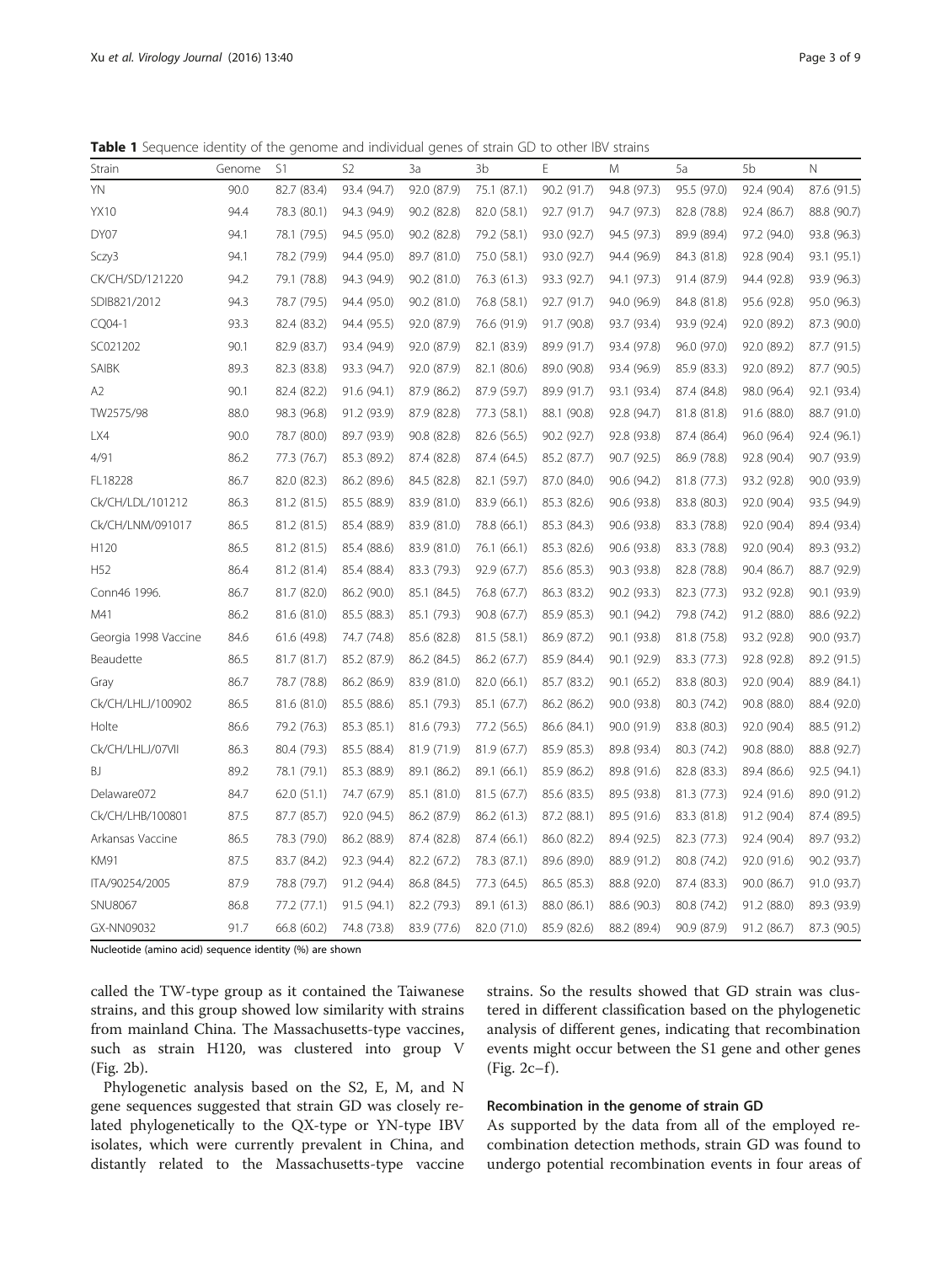**Table 1** Sequence identity of the genome and individual genes of strain GD to other IBV strains

| Strain | Genome | S1 | S2 | 3a | 3b | E | M | 5a | 5b | N |
|---|---|---|---|---|---|---|---|---|---|---|
| YN | 90.0 | 82.7 (83.4) | 93.4 (94.7) | 92.0 (87.9) | 75.1 (87.1) | 90.2 (91.7) | 94.8 (97.3) | 95.5 (97.0) | 92.4 (90.4) | 87.6 (91.5) |
| YX10 | 94.4 | 78.3 (80.1) | 94.3 (94.9) | 90.2 (82.8) | 82.0 (58.1) | 92.7 (91.7) | 94.7 (97.3) | 82.8 (78.8) | 92.4 (86.7) | 88.8 (90.7) |
| DY07 | 94.1 | 78.1 (79.5) | 94.5 (95.0) | 90.2 (82.8) | 79.2 (58.1) | 93.0 (92.7) | 94.5 (97.3) | 89.9 (89.4) | 97.2 (94.0) | 93.8 (96.3) |
| Sczy3 | 94.1 | 78.2 (79.9) | 94.4 (95.0) | 89.7 (81.0) | 75.0 (58.1) | 93.0 (92.7) | 94.4 (96.9) | 84.3 (81.8) | 92.8 (90.4) | 93.1 (95.1) |
| CK/CH/SD/121220 | 94.2 | 79.1 (78.8) | 94.3 (94.9) | 90.2 (81.0) | 76.3 (61.3) | 93.3 (92.7) | 94.1 (97.3) | 91.4 (87.9) | 94.4 (92.8) | 93.9 (96.3) |
| SDIB821/2012 | 94.3 | 78.7 (79.5) | 94.4 (95.0) | 90.2 (81.0) | 76.8 (58.1) | 92.7 (91.7) | 94.0 (96.9) | 84.8 (81.8) | 95.6 (92.8) | 95.0 (96.3) |
| CQ04-1 | 93.3 | 82.4 (83.2) | 94.4 (95.5) | 92.0 (87.9) | 76.6 (91.9) | 91.7 (90.8) | 93.7 (93.4) | 93.9 (92.4) | 92.0 (89.2) | 87.3 (90.0) |
| SC021202 | 90.1 | 82.9 (83.7) | 93.4 (94.9) | 92.0 (87.9) | 82.1 (83.9) | 89.9 (91.7) | 93.4 (97.8) | 96.0 (97.0) | 92.0 (89.2) | 87.7 (91.5) |
| SAIBK | 89.3 | 82.3 (83.8) | 93.3 (94.7) | 92.0 (87.9) | 82.1 (80.6) | 89.0 (90.8) | 93.4 (96.9) | 85.9 (83.3) | 92.0 (89.2) | 87.7 (90.5) |
| A2 | 90.1 | 82.4 (82.2) | 91.6 (94.1) | 87.9 (86.2) | 87.9 (59.7) | 89.9 (91.7) | 93.1 (93.4) | 87.4 (84.8) | 98.0 (96.4) | 92.1 (93.4) |
| TW2575/98 | 88.0 | 98.3 (96.8) | 91.2 (93.9) | 87.9 (82.8) | 77.3 (58.1) | 88.1 (90.8) | 92.8 (94.7) | 81.8 (81.8) | 91.6 (88.0) | 88.7 (91.0) |
| LX4 | 90.0 | 78.7 (80.0) | 89.7 (93.9) | 90.8 (82.8) | 82.6 (56.5) | 90.2 (92.7) | 92.8 (93.8) | 87.4 (86.4) | 96.0 (96.4) | 92.4 (96.1) |
| 4/91 | 86.2 | 77.3 (76.7) | 85.3 (89.2) | 87.4 (82.8) | 87.4 (64.5) | 85.2 (87.7) | 90.7 (92.5) | 86.9 (78.8) | 92.8 (90.4) | 90.7 (93.9) |
| FL18228 | 86.7 | 82.0 (82.3) | 86.2 (89.6) | 84.5 (82.8) | 82.1 (59.7) | 87.0 (84.0) | 90.6 (94.2) | 81.8 (77.3) | 93.2 (92.8) | 90.0 (93.9) |
| Ck/CH/LDL/101212 | 86.3 | 81.2 (81.5) | 85.5 (88.9) | 83.9 (81.0) | 83.9 (66.1) | 85.3 (82.6) | 90.6 (93.8) | 83.8 (80.3) | 92.0 (90.4) | 93.5 (94.9) |
| Ck/CH/LNM/091017 | 86.5 | 81.2 (81.5) | 85.4 (88.9) | 83.9 (81.0) | 78.8 (66.1) | 85.3 (84.3) | 90.6 (93.8) | 83.3 (78.8) | 92.0 (90.4) | 89.4 (93.4) |
| H120 | 86.5 | 81.2 (81.5) | 85.4 (88.6) | 83.9 (81.0) | 76.1 (66.1) | 85.3 (82.6) | 90.6 (93.8) | 83.3 (78.8) | 92.0 (90.4) | 89.3 (93.2) |
| H52 | 86.4 | 81.2 (81.4) | 85.4 (88.4) | 83.3 (79.3) | 92.9 (67.7) | 85.6 (85.3) | 90.3 (93.8) | 82.8 (78.8) | 90.4 (86.7) | 88.7 (92.9) |
| Conn46 1996. | 86.7 | 81.7 (82.0) | 86.2 (90.0) | 85.1 (84.5) | 76.8 (67.7) | 86.3 (83.2) | 90.2 (93.3) | 82.3 (77.3) | 93.2 (92.8) | 90.1 (93.9) |
| M41 | 86.2 | 81.6 (81.0) | 85.5 (88.3) | 85.1 (79.3) | 90.8 (67.7) | 85.9 (85.3) | 90.1 (94.2) | 79.8 (74.2) | 91.2 (88.0) | 88.6 (92.2) |
| Georgia 1998 Vaccine | 84.6 | 61.6 (49.8) | 74.7 (74.8) | 85.6 (82.8) | 81.5 (58.1) | 86.9 (87.2) | 90.1 (93.8) | 81.8 (75.8) | 93.2 (92.8) | 90.0 (93.7) |
| Beaudette | 86.5 | 81.7 (81.7) | 85.2 (87.9) | 86.2 (84.5) | 86.2 (67.7) | 85.9 (84.4) | 90.1 (92.9) | 83.3 (77.3) | 92.8 (92.8) | 89.2 (91.5) |
| Gray | 86.7 | 78.7 (78.8) | 86.2 (86.9) | 83.9 (81.0) | 82.0 (66.1) | 85.7 (83.2) | 90.1 (65.2) | 83.8 (80.3) | 92.0 (90.4) | 88.9 (84.1) |
| Ck/CH/LHLJ/100902 | 86.5 | 81.6 (81.0) | 85.5 (88.6) | 85.1 (79.3) | 85.1 (67.7) | 86.2 (86.2) | 90.0 (93.8) | 80.3 (74.2) | 90.8 (88.0) | 88.4 (92.0) |
| Holte | 86.6 | 79.2 (76.3) | 85.3 (85.1) | 81.6 (79.3) | 77.2 (56.5) | 86.6 (84.1) | 90.0 (91.9) | 83.8 (80.3) | 92.0 (90.4) | 88.5 (91.2) |
| Ck/CH/LHLJ/07VII | 86.3 | 80.4 (79.3) | 85.5 (88.4) | 81.9 (71.9) | 81.9 (67.7) | 85.9 (85.3) | 89.8 (93.4) | 80.3 (74.2) | 90.8 (88.0) | 88.8 (92.7) |
| BJ | 89.2 | 78.1 (79.1) | 85.3 (88.9) | 89.1 (86.2) | 89.1 (66.1) | 85.9 (86.2) | 89.8 (91.6) | 82.8 (83.3) | 89.4 (86.6) | 92.5 (94.1) |
| Delaware072 | 84.7 | 62.0 (51.1) | 74.7 (67.9) | 85.1 (81.0) | 81.5 (67.7) | 85.6 (83.5) | 89.5 (93.8) | 81.3 (77.3) | 92.4 (91.6) | 89.0 (91.2) |
| Ck/CH/LHB/100801 | 87.5 | 87.7 (85.7) | 92.0 (94.5) | 86.2 (87.9) | 86.2 (61.3) | 87.2 (88.1) | 89.5 (91.6) | 83.3 (81.8) | 91.2 (90.4) | 87.4 (89.5) |
| Arkansas Vaccine | 86.5 | 78.3 (79.0) | 86.2 (88.9) | 87.4 (82.8) | 87.4 (66.1) | 86.0 (82.2) | 89.4 (92.5) | 82.3 (77.3) | 92.4 (90.4) | 89.7 (93.2) |
| KM91 | 87.5 | 83.7 (84.2) | 92.3 (94.4) | 82.2 (67.2) | 78.3 (87.1) | 89.6 (89.0) | 88.9 (91.2) | 80.8 (74.2) | 92.0 (91.6) | 90.2 (93.7) |
| ITA/90254/2005 | 87.9 | 78.8 (79.7) | 91.2 (94.4) | 86.8 (84.5) | 77.3 (64.5) | 86.5 (85.3) | 88.8 (92.0) | 87.4 (83.3) | 90.0 (86.7) | 91.0 (93.7) |
| SNU8067 | 86.8 | 77.2 (77.1) | 91.5 (94.1) | 82.2 (79.3) | 89.1 (61.3) | 88.0 (86.1) | 88.6 (90.3) | 80.8 (74.2) | 91.2 (88.0) | 89.3 (93.9) |
| GX-NN09032 | 91.7 | 66.8 (60.2) | 74.8 (73.8) | 83.9 (77.6) | 82.0 (71.0) | 85.9 (82.6) | 88.2 (89.4) | 90.9 (87.9) | 91.2 (86.7) | 87.3 (90.5) |

Nucleotide (amino acid) sequence identity (%) are shown

called the TW-type group as it contained the Taiwanese strains, and this group showed low similarity with strains from mainland China. The Massachusetts-type vaccines, such as strain H120, was clustered into group V (Fig. 2b).

Phylogenetic analysis based on the S2, E, M, and N gene sequences suggested that strain GD was closely related phylogenetically to the QX-type or YN-type IBV isolates, which were currently prevalent in China, and distantly related to the Massachusetts-type vaccine strains. So the results showed that GD strain was clustered in different classification based on the phylogenetic analysis of different genes, indicating that recombination events might occur between the S1 gene and other genes (Fig. 2c–f).

### Recombination in the genome of strain GD

As supported by the data from all of the employed recombination detection methods, strain GD was found to undergo potential recombination events in four areas of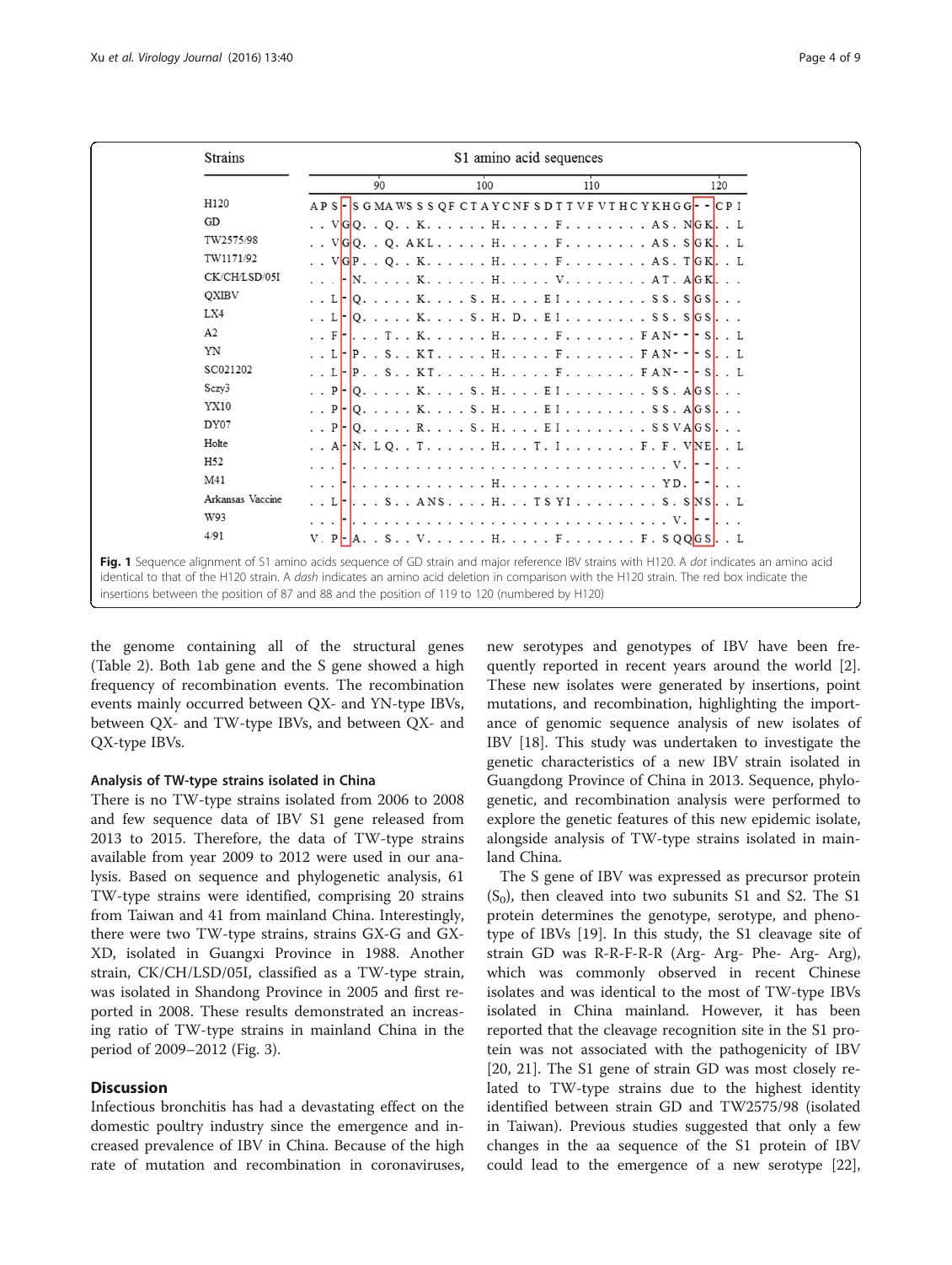| Strains | S1 amino acid sequences |
|---|---|
| | 90 100 110 120 |
| H120 | A P S - S G M A W S S S Q F C T A Y C N F S D T T V F V T H C Y K H G G - - C P I |
| GD | . . V G Q . . Q . . K . . . . . . H . . . . . F . . . . . . . . A S . N G K . . L |
| TW2575/98 | . . V G Q . . Q . A K L . . . . . H . . . . . F . . . . . . . . A S . S G K . . L |
| TW1171/92 | . . V G P . . Q . . K . . . . . . H . . . . . F . . . . . . . . A S . T G K . . L |
| CK/CH/LSD/05I | . . . - N . . . . . K . . . . . . H . . . . . V . . . . . . . . A T . A G K . . . |
| QXIBV | . . L - Q . . . . . K . . . . S . H . . . . E I . . . . . . . . S S . S G S . . . |
| LX4 | . . L - Q . . . . . K . . . . S . H . D . . E I . . . . . . . . S S . S G S . . . |
| A2 | . . F - . . . T . . K . . . . . . H . . . . . F . . . . . . . F A N - - - S . . L |
| YN | . . L - P . . S . . K T . . . . . H . . . . . F . . . . . . . F A N - - - S . . L |
| SC021202 | . . L - P . . S . . K T . . . . . H . . . . . F . . . . . . . F A N - - - S . . L |
| Sczy3 | . . P - Q . . . . . K . . . . S . H . . . . E I . . . . . . . . S S . A G S . . . |
| YX10 | . . P - Q . . . . . K . . . . S . H . . . . E I . . . . . . . . S S . A G S . . . |
| DY07 | . . P - Q . . . . . R . . . . S . H . . . . E I . . . . . . . . S S V A G S . . . |
| Holte | . . A - N . L Q . . T . . . . . . H . . . T . I . . . . . . . . F . F . V N E . . L |
| H52 | . . . - . . . . . . . . . . . . . . . . . . . . . . . . . . . . . . V . - - . . . |
| M41 | . . . - . . . . . . . . . . . . . H . . . . . . . . . . . . . . . Y D . - - . . . |
| Arkansas Vaccine | . . L - . . . S . . A N S . . . . H . . . T S Y I . . . . . . . . S . S N S . . L |
| W93 | . . . - . . . . . . . . . . . . . . . . . . . . . . . . . . . . . . V . - - . . . |
| 4/91 | V . P - A . . S . . V . . . . . . H . . . . . F . . . . . . . F . S Q Q G S . . L |

**Fig. 1** Sequence alignment of S1 amino acids sequence of GD strain and major reference IBV strains with H120. A *dot* indicates an amino acid identical to that of the H120 strain. A *dash* indicates an amino acid deletion in comparison with the H120 strain. The red box indicate the insertions between the position of 87 and 88 and the position of 119 to 120 (numbered by H120)

the genome containing all of the structural genes (Table 2). Both 1ab gene and the S gene showed a high frequency of recombination events. The recombination events mainly occurred between QX- and YN-type IBVs, between QX- and TW-type IBVs, and between QX- and QX-type IBVs.

### Analysis of TW-type strains isolated in China

There is no TW-type strains isolated from 2006 to 2008 and few sequence data of IBV S1 gene released from 2013 to 2015. Therefore, the data of TW-type strains available from year 2009 to 2012 were used in our analysis. Based on sequence and phylogenetic analysis, 61 TW-type strains were identified, comprising 20 strains from Taiwan and 41 from mainland China. Interestingly, there were two TW-type strains, strains GX-G and GX-XD, isolated in Guangxi Province in 1988. Another strain, CK/CH/LSD/05I, classified as a TW-type strain, was isolated in Shandong Province in 2005 and first reported in 2008. These results demonstrated an increasing ratio of TW-type strains in mainland China in the period of 2009–2012 (Fig. 3).

## Discussion

Infectious bronchitis has had a devastating effect on the domestic poultry industry since the emergence and increased prevalence of IBV in China. Because of the high rate of mutation and recombination in coronaviruses, new serotypes and genotypes of IBV have been frequently reported in recent years around the world [2]. These new isolates were generated by insertions, point mutations, and recombination, highlighting the importance of genomic sequence analysis of new isolates of IBV [18]. This study was undertaken to investigate the genetic characteristics of a new IBV strain isolated in Guangdong Province of China in 2013. Sequence, phylogenetic, and recombination analysis were performed to explore the genetic features of this new epidemic isolate, alongside analysis of TW-type strains isolated in mainland China.

The S gene of IBV was expressed as precursor protein ($S_0$), then cleaved into two subunits S1 and S2. The S1 protein determines the genotype, serotype, and phenotype of IBVs [19]. In this study, the S1 cleavage site of strain GD was R-R-F-R-R (Arg- Arg- Phe- Arg- Arg), which was commonly observed in recent Chinese isolates and was identical to the most of TW-type IBVs isolated in China mainland. However, it has been reported that the cleavage recognition site in the S1 protein was not associated with the pathogenicity of IBV [20, 21]. The S1 gene of strain GD was most closely related to TW-type strains due to the highest identity identified between strain GD and TW2575/98 (isolated in Taiwan). Previous studies suggested that only a few changes in the aa sequence of the S1 protein of IBV could lead to the emergence of a new serotype [22],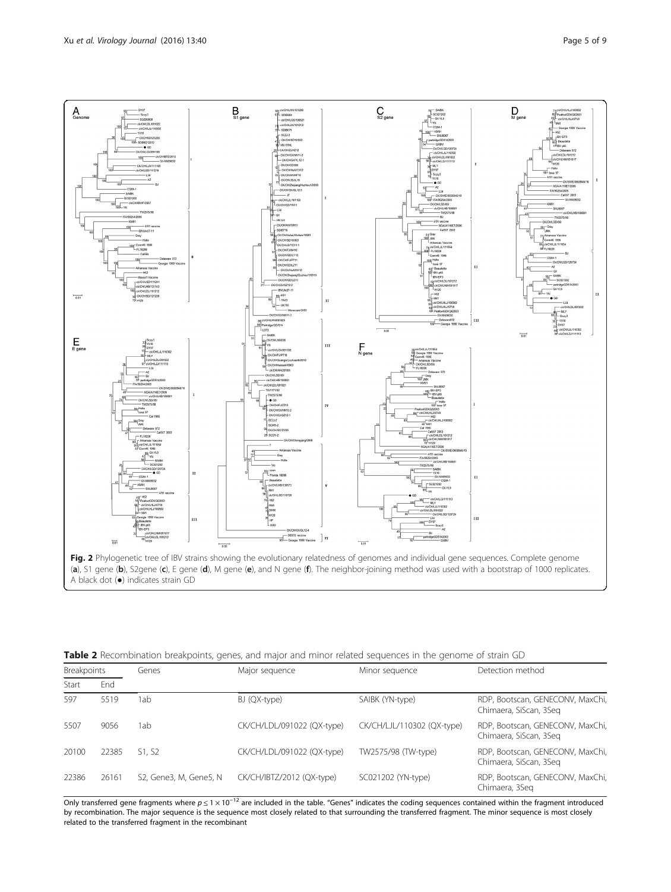Fig. 2 Phylogenetic tree of IBV strains showing the evolutionary relatedness of genomes and individual gene sequences. Complete genome (**a**), S1 gene (**b**), S2gene (**c**), E gene (**d**), M gene (**e**), and N gene (**f**). The neighbor-joining method was used with a bootstrap of 1000 replicates. A black dot (●) indicates strain GD

**Table 2** Recombination breakpoints, genes, and major and minor related sequences in the genome of strain GD

| Breakpoints | | Genes | Major sequence | Minor sequence | Detection method |
|---|---|---|---|---|---|
| Start | End | | | | |
| 597 | 5519 | 1ab | BJ (QX-type) | SAIBK (YN-type) | RDP, Bootscan, GENECONV, MaxChi, Chimaera, SiScan, 3Seq |
| 5507 | 9056 | 1ab | CK/CH/LDL/091022 (QX-type) | CK/CH/LJL/110302 (QX-type) | RDP, Bootscan, GENECONV, MaxChi, Chimaera, SiScan, 3Seq |
| 20100 | 22385 | S1, S2 | CK/CH/LDL/091022 (QX-type) | TW2575/98 (TW-type) | RDP, Bootscan, GENECONV, MaxChi, Chimaera, SiScan, 3Seq |
| 22386 | 26161 | S2, Gene3, M, Gene5, N | CK/CH/IBTZ/2012 (QX-type) | SC021202 (YN-type) | RDP, Bootscan, GENECONV, MaxChi, Chimaera, 3Seq |

Only transferred gene fragments where $p \leq 1 \times 10^{-12}$ are included in the table. "Genes" indicates the coding sequences contained within the fragment introduced by recombination. The major sequence is the sequence most closely related to that surrounding the transferred fragment. The minor sequence is most closely related to the transferred fragment in the recombinant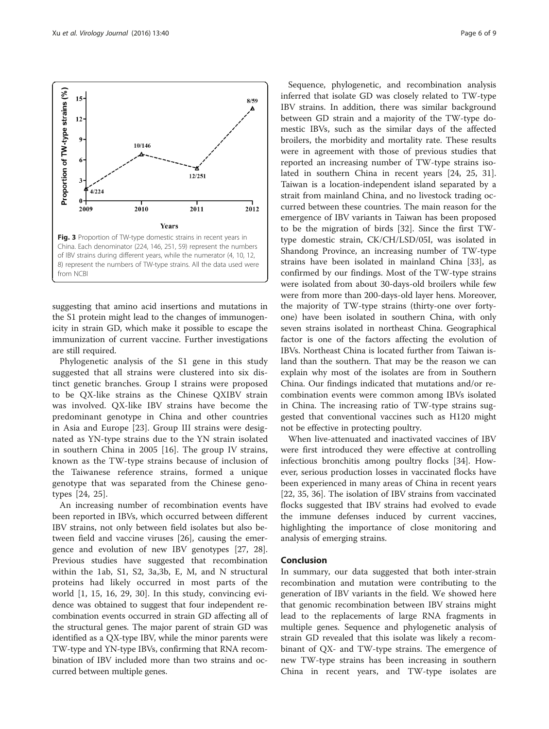Fig. 3 Proportion of TW-type domestic strains in recent years in China. Each denominator (224, 146, 251, 59) represent the numbers of IBV strains during different years, while the numerator (4, 10, 12, 8) represent the numbers of TW-type strains. All the data used were from NCBI

suggesting that amino acid insertions and mutations in the S1 protein might lead to the changes of immunogenicity in strain GD, which make it possible to escape the immunization of current vaccine. Further investigations are still required.

Phylogenetic analysis of the S1 gene in this study suggested that all strains were clustered into six distinct genetic branches. Group I strains were proposed to be QX-like strains as the Chinese QXIBV strain was involved. QX-like IBV strains have become the predominant genotype in China and other countries in Asia and Europe [23]. Group III strains were designated as YN-type strains due to the YN strain isolated in southern China in 2005 [16]. The group IV strains, known as the TW-type strains because of inclusion of the Taiwanese reference strains, formed a unique genotype that was separated from the Chinese genotypes [24, 25].

An increasing number of recombination events have been reported in IBVs, which occurred between different IBV strains, not only between field isolates but also between field and vaccine viruses [26], causing the emergence and evolution of new IBV genotypes [27, 28]. Previous studies have suggested that recombination within the 1ab, S1, S2, 3a,3b, E, M, and N structural proteins had likely occurred in most parts of the world [1, 15, 16, 29, 30]. In this study, convincing evidence was obtained to suggest that four independent recombination events occurred in strain GD affecting all of the structural genes. The major parent of strain GD was identified as a QX-type IBV, while the minor parents were TW-type and YN-type IBVs, confirming that RNA recombination of IBV included more than two strains and occurred between multiple genes.

Sequence, phylogenetic, and recombination analysis inferred that isolate GD was closely related to TW-type IBV strains. In addition, there was similar background between GD strain and a majority of the TW-type domestic IBVs, such as the similar days of the affected broilers, the morbidity and mortality rate. These results were in agreement with those of previous studies that reported an increasing number of TW-type strains isolated in southern China in recent years [24, 25, 31]. Taiwan is a location-independent island separated by a strait from mainland China, and no livestock trading occurred between these countries. The main reason for the emergence of IBV variants in Taiwan has been proposed to be the migration of birds [32]. Since the first TW-type domestic strain, CK/CH/LSD/05I, was isolated in Shandong Province, an increasing number of TW-type strains have been isolated in mainland China [33], as confirmed by our findings. Most of the TW-type strains were isolated from about 30-days-old broilers while few were from more than 200-days-old layer hens. Moreover, the majority of TW-type strains (thirty-one over forty-one) have been isolated in southern China, with only seven strains isolated in northeast China. Geographical factor is one of the factors affecting the evolution of IBVs. Northeast China is located further from Taiwan island than the southern. That may be the reason we can explain why most of the isolates are from in Southern China. Our findings indicated that mutations and/or recombination events were common among IBVs isolated in China. The increasing ratio of TW-type strains suggested that conventional vaccines such as H120 might not be effective in protecting poultry.

When live-attenuated and inactivated vaccines of IBV were first introduced they were effective at controlling infectious bronchitis among poultry flocks [34]. However, serious production losses in vaccinated flocks have been experienced in many areas of China in recent years [22, 35, 36]. The isolation of IBV strains from vaccinated flocks suggested that IBV strains had evolved to evade the immune defenses induced by current vaccines, highlighting the importance of close monitoring and analysis of emerging strains.

## Conclusion

In summary, our data suggested that both inter-strain recombination and mutation were contributing to the generation of IBV variants in the field. We showed here that genomic recombination between IBV strains might lead to the replacements of large RNA fragments in multiple genes. Sequence and phylogenetic analysis of strain GD revealed that this isolate was likely a recombinant of QX- and TW-type strains. The emergence of new TW-type strains has been increasing in southern China in recent years, and TW-type isolates are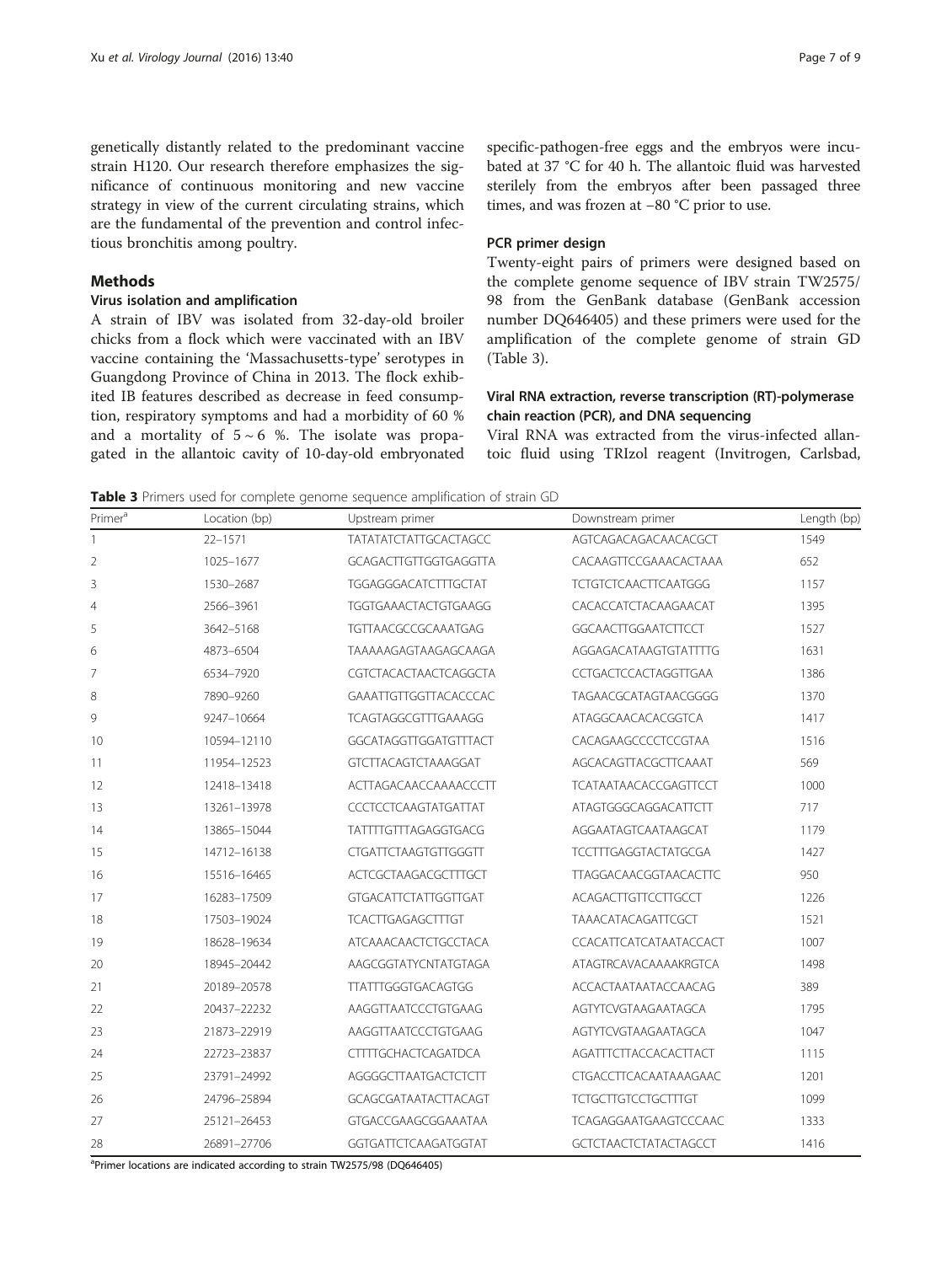genetically distantly related to the predominant vaccine strain H120. Our research therefore emphasizes the significance of continuous monitoring and new vaccine strategy in view of the current circulating strains, which are the fundamental of the prevention and control infectious bronchitis among poultry.

## Methods

### Virus isolation and amplification

A strain of IBV was isolated from 32-day-old broiler chicks from a flock which were vaccinated with an IBV vaccine containing the 'Massachusetts-type' serotypes in Guangdong Province of China in 2013. The flock exhibited IB features described as decrease in feed consumption, respiratory symptoms and had a morbidity of 60 % and a mortality of 5 ~ 6 %. The isolate was propagated in the allantoic cavity of 10-day-old embryonated specific-pathogen-free eggs and the embryos were incubated at 37 °C for 40 h. The allantoic fluid was harvested sterilely from the embryos after been passaged three times, and was frozen at −80 °C prior to use.

### PCR primer design

Twenty-eight pairs of primers were designed based on the complete genome sequence of IBV strain TW2575/98 from the GenBank database (GenBank accession number DQ646405) and these primers were used for the amplification of the complete genome of strain GD (Table 3).

### Viral RNA extraction, reverse transcription (RT)-polymerase chain reaction (PCR), and DNA sequencing

Viral RNA was extracted from the virus-infected allantoic fluid using TRIzol reagent (Invitrogen, Carlsbad,

**Table 3** Primers used for complete genome sequence amplification of strain GD

| Primer[a] | Location (bp) | Upstream primer | Downstream primer | Length (bp) |
|---|---|---|---|---|
| 1 | 22–1571 | TATATATCTATTGCACTAGCC | AGTCAGACAGACAACACGCT | 1549 |
| 2 | 1025–1677 | GCAGACTTGTTGGTGAGGTTA | CACAAGTTCCGAAACACTAAA | 652 |
| 3 | 1530–2687 | TGGAGGGACATCTTTGCTAT | TCTGTCTCAACTTCAATGGG | 1157 |
| 4 | 2566–3961 | TGGTGAAACTACTGTGAAGG | CACACCATCTACAAGAACAT | 1395 |
| 5 | 3642–5168 | TGTTAACGCCGCAAATGAG | GGCAACTTGGAATCTTCCT | 1527 |
| 6 | 4873–6504 | TAAAAAGAGTAAGAGCAAGA | AGGAGACATAAGTGTATTTTG | 1631 |
| 7 | 6534–7920 | CGTCTACACTAACTCAGGCTA | CCTGACTCCACTAGGTTGAA | 1386 |
| 8 | 7890–9260 | GAAATTGTTGGTTACACCCAC | TAGAACGCATAGTAACGGGG | 1370 |
| 9 | 9247–10664 | TCAGTAGGCGTTTGAAAGG | ATAGGCAACACACGGTCA | 1417 |
| 10 | 10594–12110 | GGCATAGGTTGGATGTTTACT | CACAGAAGCCCCTCCGTAA | 1516 |
| 11 | 11954–12523 | GTCTTACAGTCTAAAGGAT | AGCACAGTTACGCTTCAAAT | 569 |
| 12 | 12418–13418 | ACTTAGACAACCAAAACCCTT | TCATAATAACACCGAGTTCCT | 1000 |
| 13 | 13261–13978 | CCCTCCTCAAGTATGATTAT | ATAGTGGGCAGGACATTCTT | 717 |
| 14 | 13865–15044 | TATTTTGTTTAGAGGTGACG | AGGAATAGTCAATAAGCAT | 1179 |
| 15 | 14712–16138 | CTGATTCTAAGTGTTGGGTT | TCCTTTGAGGTACTATGCGA | 1427 |
| 16 | 15516–16465 | ACTCGCTAAGACGCTTTGCT | TTAGGACAACGGTAACACTTC | 950 |
| 17 | 16283–17509 | GTGACATTCTATTGGTTGAT | ACAGACTTGTTCCTTGCCT | 1226 |
| 18 | 17503–19024 | TCACTTGAGAGCTTTGT | TAAACATACAGATTCGCT | 1521 |
| 19 | 18628–19634 | ATCAAACAACTCTGCCTACA | CCACATTCATCATAATACCACT | 1007 |
| 20 | 18945–20442 | AAGCGGTATYCNTATGTAGA | ATAGTRCAVACAAAAKRGTCA | 1498 |
| 21 | 20189–20578 | TTATTTGGGTGACAGTGG | ACCACTAATAATACCAACAG | 389 |
| 22 | 20437–22232 | AAGGTTAATCCCTGTGAAG | AGTYTCVGTAAGAATAGCA | 1795 |
| 23 | 21873–22919 | AAGGTTAATCCCTGTGAAG | AGTYTCVGTAAGAATAGCA | 1047 |
| 24 | 22723–23837 | CTTTTGCHACTCAGATDCA | AGATTTCTTACCACACTTACT | 1115 |
| 25 | 23791–24992 | AGGGGCTTAATGACTCTCTT | CTGACCTTCACAATAAAGAAC | 1201 |
| 26 | 24796–25894 | GCAGCGATAATACTTACAGT | TCTGCTTGTCCTGCTTTGT | 1099 |
| 27 | 25121–26453 | GTGACCGAAGCGGAAATAA | TCAGAGGAATGAAGTCCCAAC | 1333 |
| 28 | 26891–27706 | GGTGATTCTCAAGATGGTAT | GCTCTAACTCTATACTAGCCT | 1416 |

[a]Primer locations are indicated according to strain TW2575/98 (DQ646405)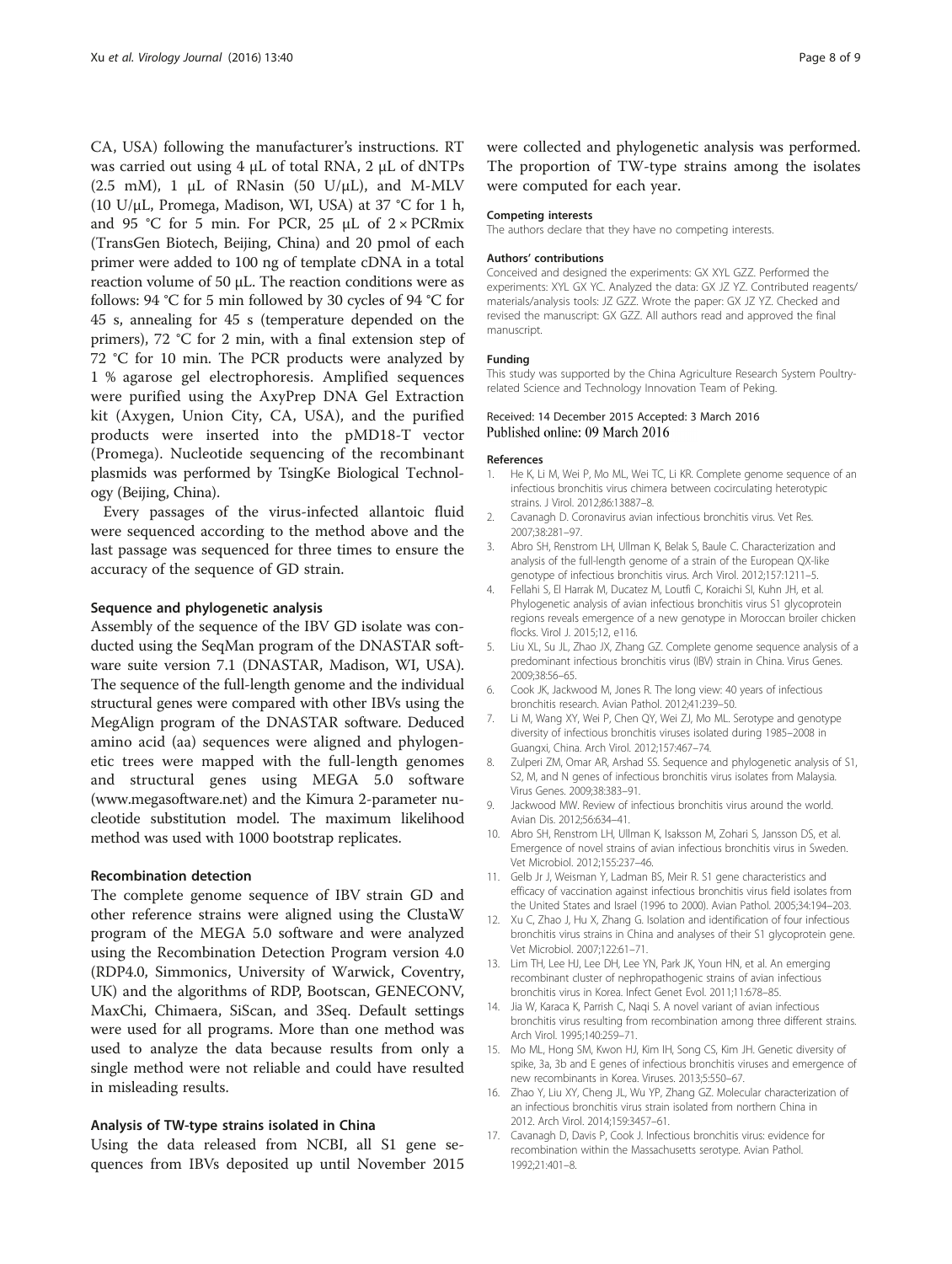CA, USA) following the manufacturer's instructions. RT was carried out using 4 μL of total RNA, 2 μL of dNTPs (2.5 mM), 1 μL of RNasin (50 U/μL), and M-MLV (10 U/μL, Promega, Madison, WI, USA) at 37 °C for 1 h, and 95 °C for 5 min. For PCR, 25 μL of 2 × PCRmix (TransGen Biotech, Beijing, China) and 20 pmol of each primer were added to 100 ng of template cDNA in a total reaction volume of 50 μL. The reaction conditions were as follows: 94 °C for 5 min followed by 30 cycles of 94 °C for 45 s, annealing for 45 s (temperature depended on the primers), 72 °C for 2 min, with a final extension step of 72 °C for 10 min. The PCR products were analyzed by 1 % agarose gel electrophoresis. Amplified sequences were purified using the AxyPrep DNA Gel Extraction kit (Axygen, Union City, CA, USA), and the purified products were inserted into the pMD18-T vector (Promega). Nucleotide sequencing of the recombinant plasmids was performed by TsingKe Biological Technology (Beijing, China).

Every passages of the virus-infected allantoic fluid were sequenced according to the method above and the last passage was sequenced for three times to ensure the accuracy of the sequence of GD strain.

### Sequence and phylogenetic analysis

Assembly of the sequence of the IBV GD isolate was conducted using the SeqMan program of the DNASTAR software suite version 7.1 (DNASTAR, Madison, WI, USA). The sequence of the full-length genome and the individual structural genes were compared with other IBVs using the MegAlign program of the DNASTAR software. Deduced amino acid (aa) sequences were aligned and phylogenetic trees were mapped with the full-length genomes and structural genes using MEGA 5.0 software (www.megasoftware.net) and the Kimura 2-parameter nucleotide substitution model. The maximum likelihood method was used with 1000 bootstrap replicates.

### Recombination detection

The complete genome sequence of IBV strain GD and other reference strains were aligned using the ClustaW program of the MEGA 5.0 software and were analyzed using the Recombination Detection Program version 4.0 (RDP4.0, Simmonics, University of Warwick, Coventry, UK) and the algorithms of RDP, Bootscan, GENECONV, MaxChi, Chimaera, SiScan, and 3Seq. Default settings were used for all programs. More than one method was used to analyze the data because results from only a single method were not reliable and could have resulted in misleading results.

### Analysis of TW-type strains isolated in China

Using the data released from NCBI, all S1 gene sequences from IBVs deposited up until November 2015 were collected and phylogenetic analysis was performed. The proportion of TW-type strains among the isolates were computed for each year.

#### Competing interests

The authors declare that they have no competing interests.

#### Authors' contributions

Conceived and designed the experiments: GX XYL GZZ. Performed the experiments: XYL GX YC. Analyzed the data: GX JZ YZ. Contributed reagents/materials/analysis tools: JZ GZZ. Wrote the paper: GX JZ YZ. Checked and revised the manuscript: GX GZZ. All authors read and approved the final manuscript.

#### Funding

This study was supported by the China Agriculture Research System Poultry-related Science and Technology Innovation Team of Peking.

Received: 14 December 2015 Accepted: 3 March 2016
Published online: 09 March 2016

#### References

1. He K, Li M, Wei P, Mo ML, Wei TC, Li KR. Complete genome sequence of an infectious bronchitis virus chimera between cocirculating heterotypic strains. J Virol. 2012;86:13887–8.
2. Cavanagh D. Coronavirus avian infectious bronchitis virus. Vet Res. 2007;38:281–97.
3. Abro SH, Renstrom LH, Ullman K, Belak S, Baule C. Characterization and analysis of the full-length genome of a strain of the European QX-like genotype of infectious bronchitis virus. Arch Virol. 2012;157:1211–5.
4. Fellahi S, El Harrak M, Ducatez M, Loutfi C, Koraichi SI, Kuhn JH, et al. Phylogenetic analysis of avian infectious bronchitis virus S1 glycoprotein regions reveals emergence of a new genotype in Moroccan broiler chicken flocks. Virol J. 2015;12, e116.
5. Liu XL, Su JL, Zhao JX, Zhang GZ. Complete genome sequence analysis of a predominant infectious bronchitis virus (IBV) strain in China. Virus Genes. 2009;38:56–65.
6. Cook JK, Jackwood M, Jones R. The long view: 40 years of infectious bronchitis research. Avian Pathol. 2012;41:239–50.
7. Li M, Wang XY, Wei P, Chen QY, Wei ZJ, Mo ML. Serotype and genotype diversity of infectious bronchitis viruses isolated during 1985–2008 in Guangxi, China. Arch Virol. 2012;157:467–74.
8. Zulperi ZM, Omar AR, Arshad SS. Sequence and phylogenetic analysis of S1, S2, M, and N genes of infectious bronchitis virus isolates from Malaysia. Virus Genes. 2009;38:383–91.
9. Jackwood MW. Review of infectious bronchitis virus around the world. Avian Dis. 2012;56:634–41.
10. Abro SH, Renstrom LH, Ullman K, Isaksson M, Zohari S, Jansson DS, et al. Emergence of novel strains of avian infectious bronchitis virus in Sweden. Vet Microbiol. 2012;155:237–46.
11. Gelb Jr J, Weisman Y, Ladman BS, Meir R. S1 gene characteristics and efficacy of vaccination against infectious bronchitis virus field isolates from the United States and Israel (1996 to 2000). Avian Pathol. 2005;34:194–203.
12. Xu C, Zhao J, Hu X, Zhang G. Isolation and identification of four infectious bronchitis virus strains in China and analyses of their S1 glycoprotein gene. Vet Microbiol. 2007;122:61–71.
13. Lim TH, Lee HJ, Lee DH, Lee YN, Park JK, Youn HN, et al. An emerging recombinant cluster of nephropathogenic strains of avian infectious bronchitis virus in Korea. Infect Genet Evol. 2011;11:678–85.
14. Jia W, Karaca K, Parrish C, Naqi S. A novel variant of avian infectious bronchitis virus resulting from recombination among three different strains. Arch Virol. 1995;140:259–71.
15. Mo ML, Hong SM, Kwon HJ, Kim IH, Song CS, Kim JH. Genetic diversity of spike, 3a, 3b and E genes of infectious bronchitis viruses and emergence of new recombinants in Korea. Viruses. 2013;5:550–67.
16. Zhao Y, Liu XY, Cheng JL, Wu YP, Zhang GZ. Molecular characterization of an infectious bronchitis virus strain isolated from northern China in 2012. Arch Virol. 2014;159:3457–61.
17. Cavanagh D, Davis P, Cook J. Infectious bronchitis virus: evidence for recombination within the Massachusetts serotype. Avian Pathol. 1992;21:401–8.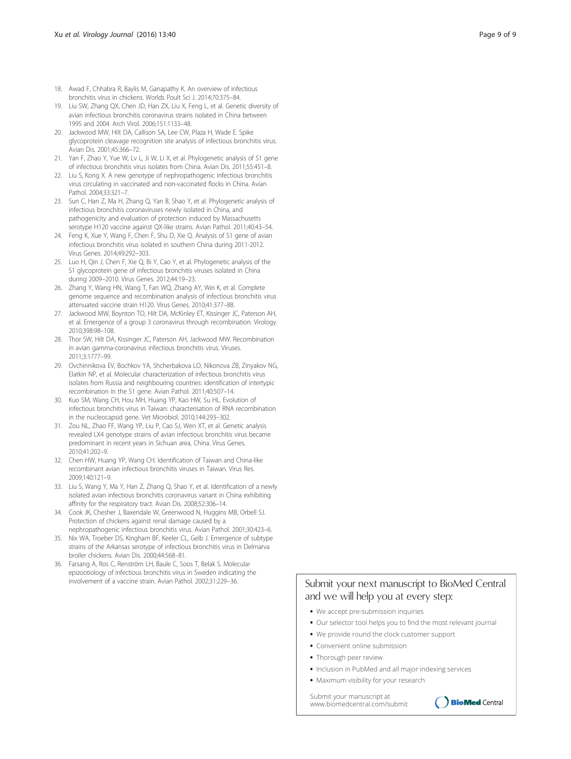18. Awad F, Chhabra R, Baylis M, Ganapathy K. An overview of infectious bronchitis virus in chickens. Worlds Poult Sci J. 2014;70:375–84.
19. Liu SW, Zhang QX, Chen JD, Han ZX, Liu X, Feng L, et al. Genetic diversity of avian infectious bronchitis coronavirus strains isolated in China between 1995 and 2004. Arch Virol. 2006;151:1133–48.
20. Jackwood MW, Hilt DA, Callison SA, Lee CW, Plaza H, Wade E. Spike glycoprotein cleavage recognition site analysis of infectious bronchitis virus. Avian Dis. 2001;45:366–72.
21. Yan F, Zhao Y, Yue W, Lv L, Ji W, Li X, et al. Phylogenetic analysis of S1 gene of infectious bronchitis virus isolates from China. Avian Dis. 2011;55:451–8.
22. Liu S, Kong X. A new genotype of nephropathogenic infectious bronchitis virus circulating in vaccinated and non-vaccinated flocks in China. Avian Pathol. 2004;33:321–7.
23. Sun C, Han Z, Ma H, Zhang Q, Yan B, Shao Y, et al. Phylogenetic analysis of infectious bronchitis coronaviruses newly isolated in China, and pathogenicity and evaluation of protection induced by Massachusetts serotype H120 vaccine against QX-like strains. Avian Pathol. 2011;40:43–54.
24. Feng K, Xue Y, Wang F, Chen F, Shu D, Xie Q. Analysis of S1 gene of avian infectious bronchitis virus isolated in southern China during 2011-2012. Virus Genes. 2014;49:292–303.
25. Luo H, Qin J, Chen F, Xie Q, Bi Y, Cao Y, et al. Phylogenetic analysis of the S1 glycoprotein gene of infectious bronchitis viruses isolated in China during 2009–2010. Virus Genes. 2012;44:19–23.
26. Zhang Y, Wang HN, Wang T, Fan WQ, Zhang AY, Wei K, et al. Complete genome sequence and recombination analysis of infectious bronchitis virus attenuated vaccine strain H120. Virus Genes. 2010;41:377–88.
27. Jackwood MW, Boynton TO, Hilt DA, McKinley ET, Kissinger JC, Paterson AH, et al. Emergence of a group 3 coronavirus through recombination. Virology. 2010;398:98–108.
28. Thor SW, Hilt DA, Kissinger JC, Paterson AH, Jackwood MW. Recombination in avian gamma-coronavirus infectious bronchitis virus. Viruses. 2011;3:1777–99.
29. Ovchinnikova EV, Bochkov YA, Shcherbakova LO, Nikonova ZB, Zinyakov NG, Elatkin NP, et al. Molecular characterization of infectious bronchitis virus isolates from Russia and neighbouring countries: identification of intertypic recombination in the S1 gene. Avian Pathol. 2011;40:507–14.
30. Kuo SM, Wang CH, Hou MH, Huang YP, Kao HW, Su HL. Evolution of infectious bronchitis virus in Taiwan: characterisation of RNA recombination in the nucleocapsid gene. Vet Microbiol. 2010;144:293–302.
31. Zou NL, Zhao FF, Wang YP, Liu P, Cao SJ, Wen XT, et al. Genetic analysis revealed LX4 genotype strains of avian infectious bronchitis virus became predominant in recent years in Sichuan area, China. Virus Genes. 2010;41:202–9.
32. Chen HW, Huang YP, Wang CH. Identification of Taiwan and China-like recombinant avian infectious bronchitis viruses in Taiwan. Virus Res. 2009;140:121–9.
33. Liu S, Wang Y, Ma Y, Han Z, Zhang Q, Shao Y, et al. Identification of a newly isolated avian infectious bronchitis coronavirus variant in China exhibiting affinity for the respiratory tract. Avian Dis. 2008;52:306–14.
34. Cook JK, Chesher J, Baxendale W, Greenwood N, Huggins MB, Orbell SJ. Protection of chickens against renal damage caused by a nephropathogenic infectious bronchitis virus. Avian Pathol. 2001;30:423–6.
35. Nix WA, Troeber DS, Kingham BF, Keeler CL, Gelb J. Emergence of subtype strains of the Arkansas serotype of infectious bronchitis virus in Delmarva broiler chickens. Avian Dis. 2000;44:568–81.
36. Farsang A, Ros C, Renström LH, Baule C, Soos T, Belak S. Molecular epizootiology of infectious bronchitis virus in Sweden indicating the involvement of a vaccine strain. Avian Pathol. 2002;31:229–36.

Submit your next manuscript to BioMed Central and we will help you at every step:

- We accept pre-submission inquiries
- Our selector tool helps you to find the most relevant journal
- We provide round the clock customer support
- Convenient online submission
- Thorough peer review
- Inclusion in PubMed and all major indexing services
- Maximum visibility for your research

Submit your manuscript at www.biomedcentral.com/submit

BioMed Central